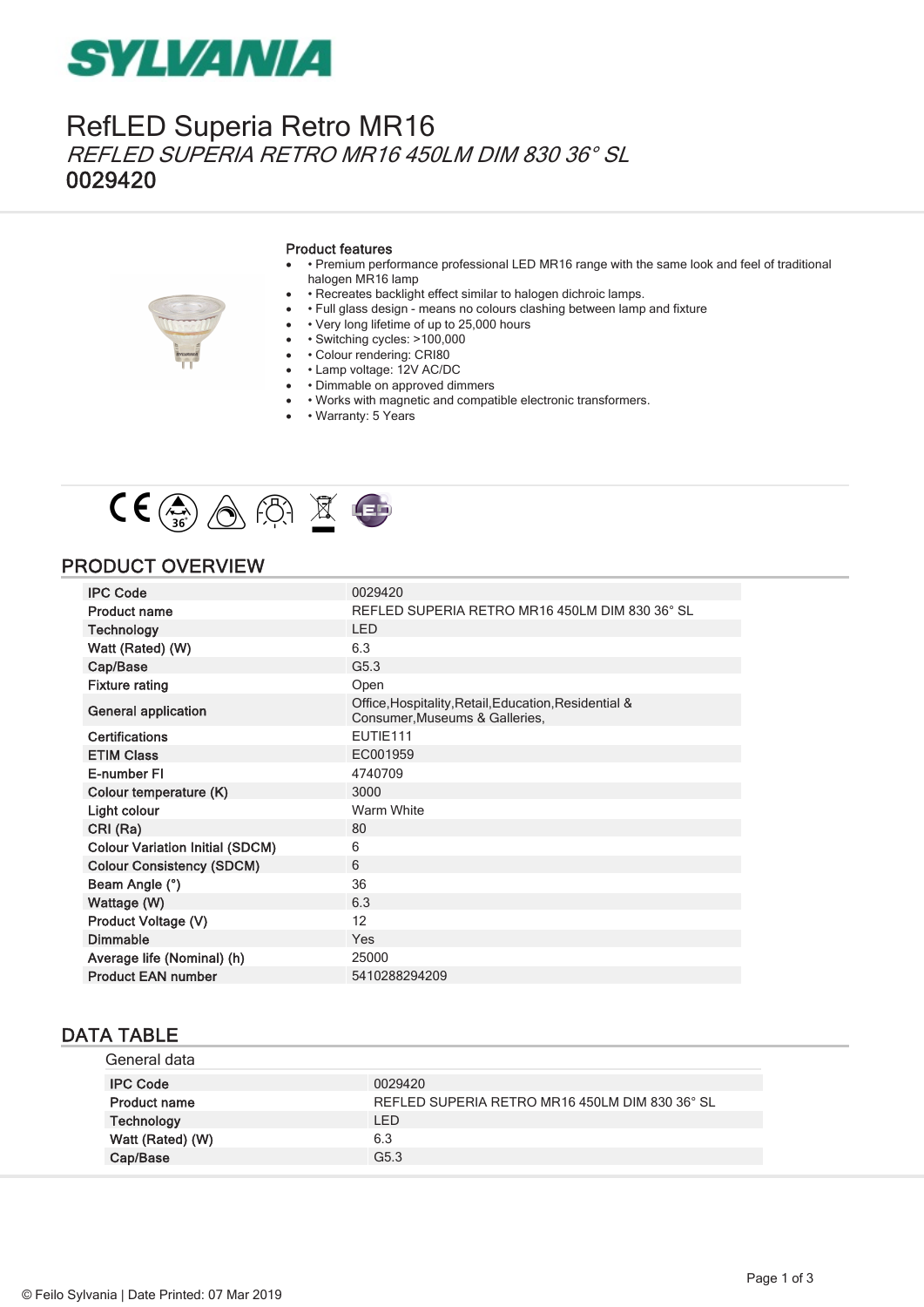# SYLVANIA

# RefLED Superia Retro MR16

*REFLED SUPERIA RETRO MR16 450LM DIM 830 36° SL*

**0029420**

### Product features

- • Premium performance professional LED MR16 range with the same look and feel of traditional halogen MR16 lamp
- • Recreates backlight effect similar to halogen dichroic lamps.
- • Full glass design - means no colours clashing between lamp and fixture
- • Very long lifetime of up to 25,000 hours
- • Switching cycles: >100,000
- • Colour rendering: CRI80
- • Lamp voltage: 12V AC/DC
- • Dimmable on approved dimmers
- • Works with magnetic and compatible electronic transformers.
- • Warranty: 5 Years

## PRODUCT OVERVIEW

| | |
|---|---|
| **IPC Code** | 0029420 |
| **Product name** | REFLED SUPERIA RETRO MR16 450LM DIM 830 36° SL |
| **Technology** | LED |
| **Watt (Rated) (W)** | 6.3 |
| **Cap/Base** | G5.3 |
| **Fixture rating** | Open |
| **General application** | Office,Hospitality,Retail,Education,Residential & Consumer,Museums & Galleries, |
| **Certifications** | EUTIE111 |
| **ETIM Class** | EC001959 |
| **E-number FI** | 4740709 |
| **Colour temperature (K)** | 3000 |
| **Light colour** | Warm White |
| **CRI (Ra)** | 80 |
| **Colour Variation Initial (SDCM)** | 6 |
| **Colour Consistency (SDCM)** | 6 |
| **Beam Angle (°)** | 36 |
| **Wattage (W)** | 6.3 |
| **Product Voltage (V)** | 12 |
| **Dimmable** | Yes |
| **Average life (Nominal) (h)** | 25000 |
| **Product EAN number** | 5410288294209 |

## DATA TABLE

### General data

| | |
|---|---|
| **IPC Code** | 0029420 |
| **Product name** | REFLED SUPERIA RETRO MR16 450LM DIM 830 36° SL |
| **Technology** | LED |
| **Watt (Rated) (W)** | 6.3 |
| **Cap/Base** | G5.3 |

© Feilo Sylvania | Date Printed: 07 Mar 2019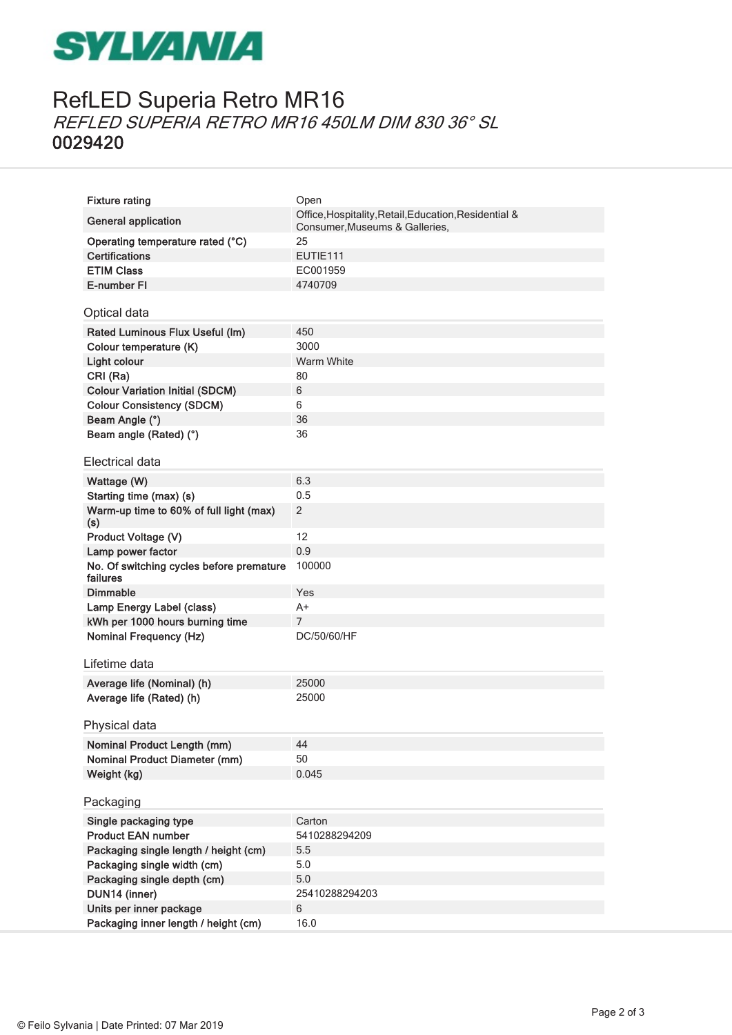# SYLVANIA

## RefLED Superia Retro MR16

*REFLED SUPERIA RETRO MR16 450LM DIM 830 36° SL*

**0029420**

| | |
|---|---|
| Fixture rating | Open |
| General application | Office,Hospitality,Retail,Education,Residential & Consumer,Museums & Galleries, |
| Operating temperature rated (°C) | 25 |
| Certifications | EUTIE111 |
| ETIM Class | EC001959 |
| E-number FI | 4740709 |

### Optical data

| | |
|---|---|
| Rated Luminous Flux Useful (lm) | 450 |
| Colour temperature (K) | 3000 |
| Light colour | Warm White |
| CRI (Ra) | 80 |
| Colour Variation Initial (SDCM) | 6 |
| Colour Consistency (SDCM) | 6 |
| Beam Angle (°) | 36 |
| Beam angle (Rated) (°) | 36 |

### Electrical data

| | |
|---|---|
| Wattage (W) | 6.3 |
| Starting time (max) (s) | 0.5 |
| Warm-up time to 60% of full light (max) (s) | 2 |
| Product Voltage (V) | 12 |
| Lamp power factor | 0.9 |
| No. Of switching cycles before premature failures | 100000 |
| Dimmable | Yes |
| Lamp Energy Label (class) | A+ |
| kWh per 1000 hours burning time | 7 |
| Nominal Frequency (Hz) | DC/50/60/HF |

### Lifetime data

| | |
|---|---|
| Average life (Nominal) (h) | 25000 |
| Average life (Rated) (h) | 25000 |

### Physical data

| | |
|---|---|
| Nominal Product Length (mm) | 44 |
| Nominal Product Diameter (mm) | 50 |
| Weight (kg) | 0.045 |

### Packaging

| | |
|---|---|
| Single packaging type | Carton |
| Product EAN number | 5410288294209 |
| Packaging single length / height (cm) | 5.5 |
| Packaging single width (cm) | 5.0 |
| Packaging single depth (cm) | 5.0 |
| DUN14 (inner) | 25410288294203 |
| Units per inner package | 6 |
| Packaging inner length / height (cm) | 16.0 |

© Feilo Sylvania | Date Printed: 07 Mar 2019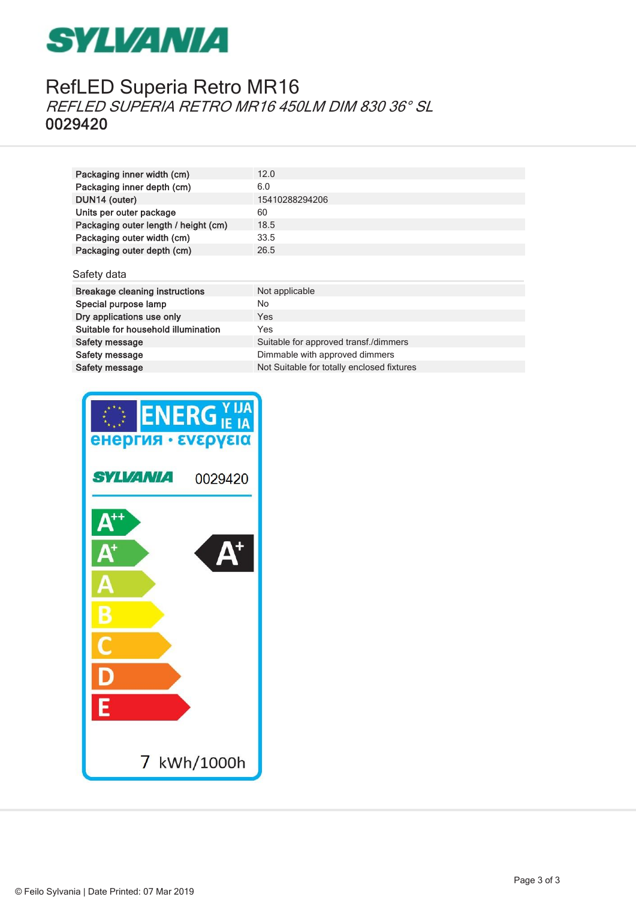# RefLED Superia Retro MR16

*REFLED SUPERIA RETRO MR16 450LM DIM 830 36° SL*

**0029420**

| | |
|---|---|
| Packaging inner width (cm) | 12.0 |
| Packaging inner depth (cm) | 6.0 |
| DUN14 (outer) | 15410288294206 |
| Units per outer package | 60 |
| Packaging outer length / height (cm) | 18.5 |
| Packaging outer width (cm) | 33.5 |
| Packaging outer depth (cm) | 26.5 |

## Safety data

| | |
|---|---|
| Breakage cleaning instructions | Not applicable |
| Special purpose lamp | No |
| Dry applications use only | Yes |
| Suitable for household illumination | Yes |
| Safety message | Suitable for approved transf./dimmers |
| Safety message | Dimmable with approved dimmers |
| Safety message | Not Suitable for totally enclosed fixtures |

ENERGY IJA IE IA
енергия · ενεργεια

SYLVANIA 0029420

A++
A+
A
B
C
D
E

A+

7 kWh/1000h

© Feilo Sylvania | Date Printed: 07 Mar 2019